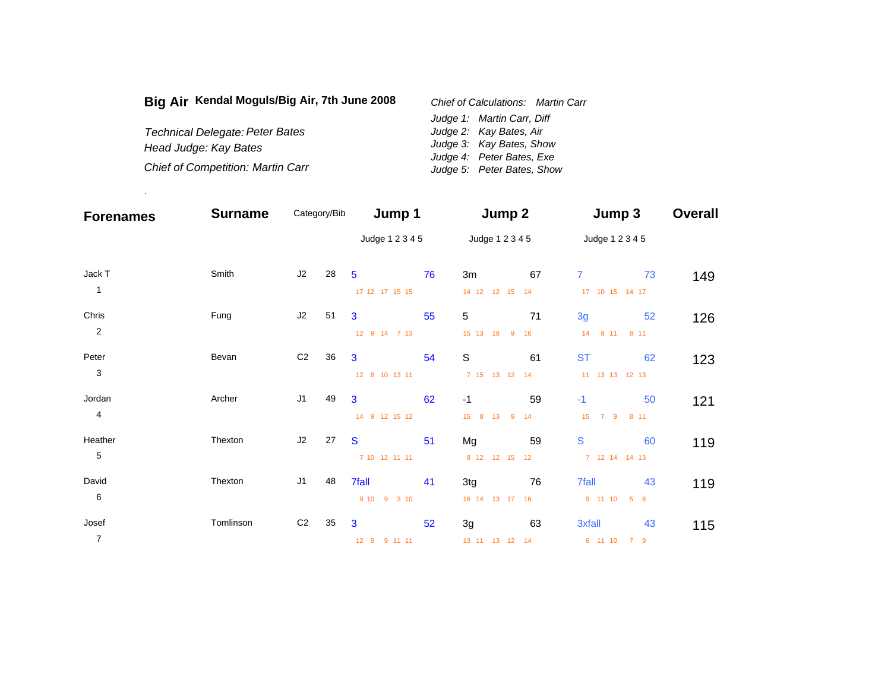**Big Air** **Kendal Moguls/Big Air, 7th June 2008**

*Technical Delegate: Peter Bates*
*Head Judge: Kay Bates*
*Chief of Competition: Martin Carr*

*Chief of Calculations: Martin Carr*

*Judge 1: Martin Carr, Diff*
*Judge 2: Kay Bates, Air*
*Judge 3: Kay Bates, Show*
*Judge 4: Peter Bates, Exe*
*Judge 5: Peter Bates, Show*

.

| Forenames | Surname | Category/Bib | | Jump 1 | | Jump 2 | | Jump 3 | | Overall |
|---|---|---|---|---|---|---|---|---|---|---|
| | | | | Judge 1 2 3 4 5 | | Judge 1 2 3 4 5 | | Judge 1 2 3 4 5 | | |
| Jack T | Smith | J2 | 28 | 5 | 76 | 3m | 67 | 7 | 73 | 149 |
| 1 | | | | 17 12 17 15 15 | | 14 12 12 15 14 | | 17 10 15 14 17 | | |
| Chris | Fung | J2 | 51 | 3 | 55 | 5 | 71 | 3g | 52 | 126 |
| 2 | | | | 12 9 14 7 13 | | 15 13 18 9 16 | | 14 8 11 8 11 | | |
| Peter | Bevan | C2 | 36 | 3 | 54 | S | 61 | ST | 62 | 123 |
| 3 | | | | 12 8 10 13 11 | | 7 15 13 12 14 | | 11 13 13 12 13 | | |
| Jordan | Archer | J1 | 49 | 3 | 62 | -1 | 59 | -1 | 50 | 121 |
| 4 | | | | 14 9 12 15 12 | | 15 8 13 9 14 | | 15 7 9 8 11 | | |
| Heather | Thexton | J2 | 27 | S | 51 | Mg | 59 | S | 60 | 119 |
| 5 | | | | 7 10 12 11 11 | | 8 12 12 15 12 | | 7 12 14 14 13 | | |
| David | Thexton | J1 | 48 | 7fall | 41 | 3tg | 76 | 7fall | 43 | 119 |
| 6 | | | | 9 10 9 3 10 | | 16 14 13 17 16 | | 9 11 10 5 8 | | |
| Josef | Tomlinson | C2 | 35 | 3 | 52 | 3g | 63 | 3xfall | 43 | 115 |
| 7 | | | | 12 9 9 11 11 | | 13 11 13 12 14 | | 6 11 10 7 9 | | |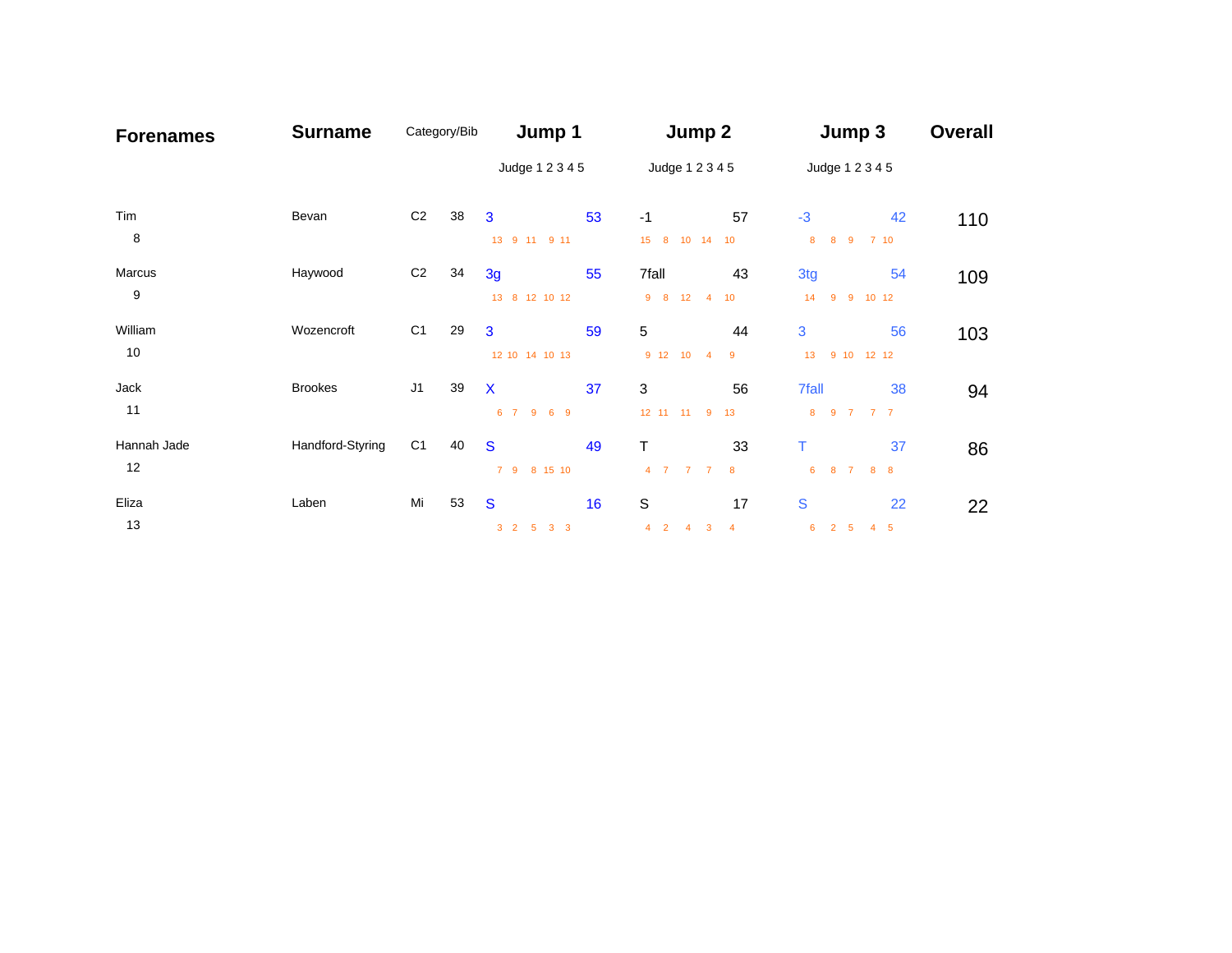| Forenames | Surname | Category/Bib | | Jump 1 (Judge 1 2 3 4 5) | | Jump 2 (Judge 1 2 3 4 5) | | Jump 3 (Judge 1 2 3 4 5) | | Overall |
|---|---|---|---|---|---|---|---|---|---|---|
| Tim<br>8 | Bevan | C2 | 38 | 3<br>13 9 11 9 11 | 53 | -1<br>15 8 10 14 10 | 57 | -3<br>8 8 9 7 10 | 42 | 110 |
| Marcus<br>9 | Haywood | C2 | 34 | 3g<br>13 8 12 10 12 | 55 | 7fall<br>9 8 12 4 10 | 43 | 3tg<br>14 9 9 10 12 | 54 | 109 |
| William<br>10 | Wozencroft | C1 | 29 | 3<br>12 10 14 10 13 | 59 | 5<br>9 12 10 4 9 | 44 | 3<br>13 9 10 12 12 | 56 | 103 |
| Jack<br>11 | Brookes | J1 | 39 | X<br>6 7 9 6 9 | 37 | 3<br>12 11 11 9 13 | 56 | 7fall<br>8 9 7 7 7 | 38 | 94 |
| Hannah Jade<br>12 | Handford-Styring | C1 | 40 | S<br>7 9 8 15 10 | 49 | T<br>4 7 7 7 8 | 33 | T<br>6 8 7 8 8 | 37 | 86 |
| Eliza<br>13 | Laben | Mi | 53 | S<br>3 2 5 3 3 | 16 | S<br>4 2 4 3 4 | 17 | S<br>6 2 5 4 5 | 22 | 22 |